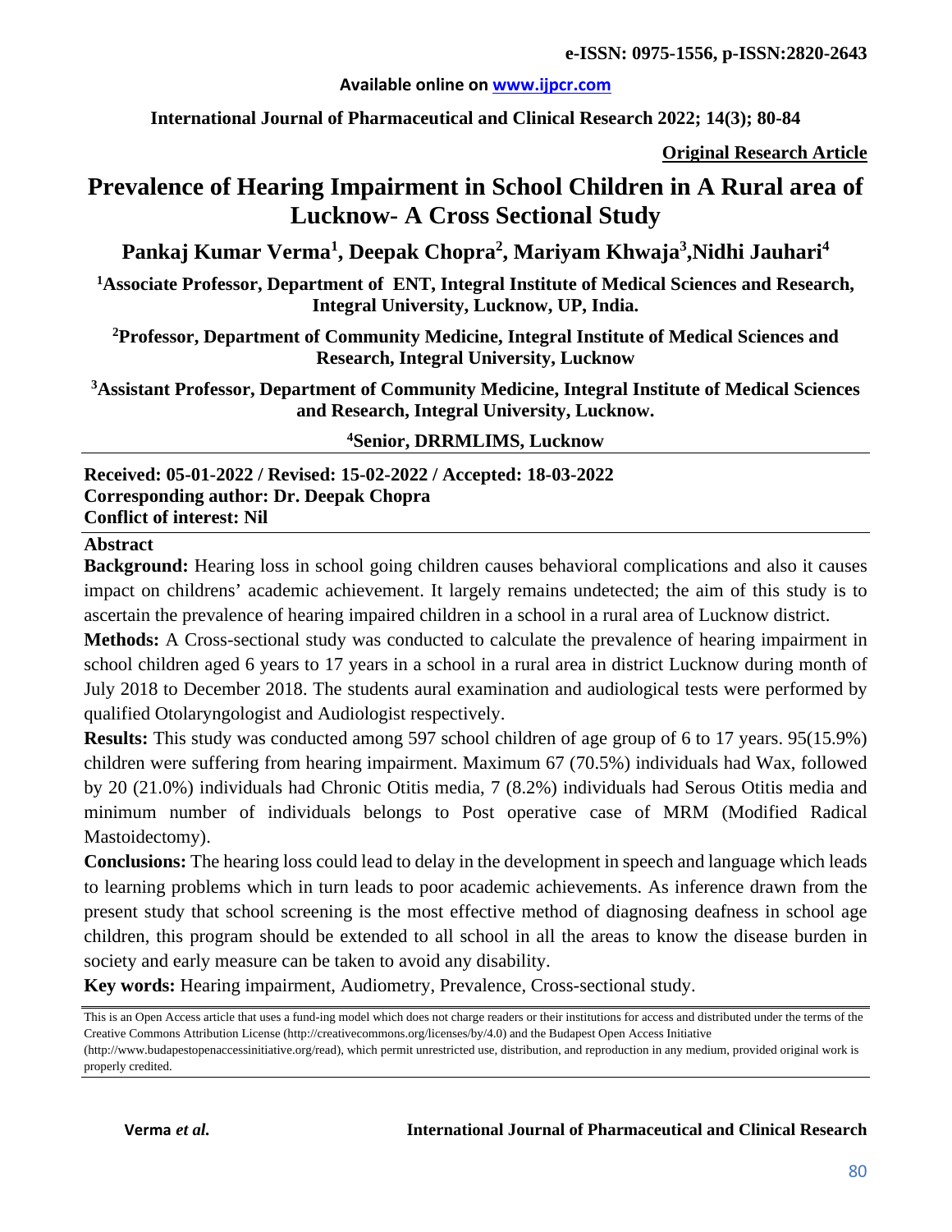**e-ISSN: 0975-1556, p-ISSN:2820-2643**

**Available online on www.ijpcr.com**

**International Journal of Pharmaceutical and Clinical Research 2022; 14(3); 80-84**

**Original Research Article**

# Prevalence of Hearing Impairment in School Children in A Rural area of Lucknow- A Cross Sectional Study

## Pankaj Kumar Verma[1], Deepak Chopra[2], Mariyam Khwaja[3],Nidhi Jauhari[4]

**[1]Associate Professor, Department of ENT, Integral Institute of Medical Sciences and Research, Integral University, Lucknow, UP, India.**

**[2]Professor, Department of Community Medicine, Integral Institute of Medical Sciences and Research, Integral University, Lucknow**

**[3]Assistant Professor, Department of Community Medicine, Integral Institute of Medical Sciences and Research, Integral University, Lucknow.**

**[4]Senior, DRRMLIMS, Lucknow**

**Received: 05-01-2022 / Revised: 15-02-2022 / Accepted: 18-03-2022**
**Corresponding author: Dr. Deepak Chopra**
**Conflict of interest: Nil**

**Abstract**

**Background:** Hearing loss in school going children causes behavioral complications and also it causes impact on childrens' academic achievement. It largely remains undetected; the aim of this study is to ascertain the prevalence of hearing impaired children in a school in a rural area of Lucknow district.

**Methods:** A Cross-sectional study was conducted to calculate the prevalence of hearing impairment in school children aged 6 years to 17 years in a school in a rural area in district Lucknow during month of July 2018 to December 2018. The students aural examination and audiological tests were performed by qualified Otolaryngologist and Audiologist respectively.

**Results:** This study was conducted among 597 school children of age group of 6 to 17 years. 95(15.9%) children were suffering from hearing impairment. Maximum 67 (70.5%) individuals had Wax, followed by 20 (21.0%) individuals had Chronic Otitis media, 7 (8.2%) individuals had Serous Otitis media and minimum number of individuals belongs to Post operative case of MRM (Modified Radical Mastoidectomy).

**Conclusions:** The hearing loss could lead to delay in the development in speech and language which leads to learning problems which in turn leads to poor academic achievements. As inference drawn from the present study that school screening is the most effective method of diagnosing deafness in school age children, this program should be extended to all school in all the areas to know the disease burden in society and early measure can be taken to avoid any disability.

**Key words:** Hearing impairment, Audiometry, Prevalence, Cross-sectional study.

This is an Open Access article that uses a fund-ing model which does not charge readers or their institutions for access and distributed under the terms of the Creative Commons Attribution License (http://creativecommons.org/licenses/by/4.0) and the Budapest Open Access Initiative (http://www.budapestopenaccessinitiative.org/read), which permit unrestricted use, distribution, and reproduction in any medium, provided original work is properly credited.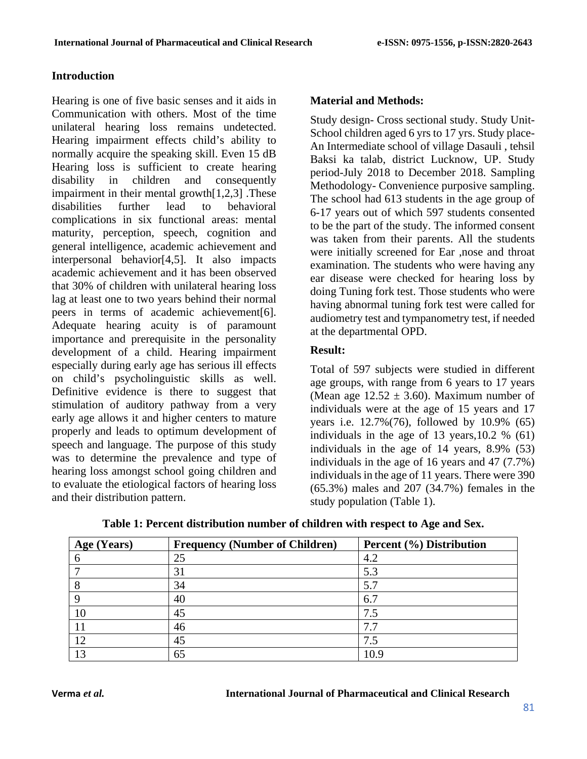## Introduction

Hearing is one of five basic senses and it aids in Communication with others. Most of the time unilateral hearing loss remains undetected. Hearing impairment effects child's ability to normally acquire the speaking skill. Even 15 dB Hearing loss is sufficient to create hearing disability in children and consequently impairment in their mental growth[1,2,3] .These disabilities further lead to behavioral complications in six functional areas: mental maturity, perception, speech, cognition and general intelligence, academic achievement and interpersonal behavior[4,5]. It also impacts academic achievement and it has been observed that 30% of children with unilateral hearing loss lag at least one to two years behind their normal peers in terms of academic achievement[6]. Adequate hearing acuity is of paramount importance and prerequisite in the personality development of a child. Hearing impairment especially during early age has serious ill effects on child's psycholinguistic skills as well. Definitive evidence is there to suggest that stimulation of auditory pathway from a very early age allows it and higher centers to mature properly and leads to optimum development of speech and language. The purpose of this study was to determine the prevalence and type of hearing loss amongst school going children and to evaluate the etiological factors of hearing loss and their distribution pattern.

## Material and Methods:

Study design- Cross sectional study. Study Unit-School children aged 6 yrs to 17 yrs. Study place-An Intermediate school of village Dasauli , tehsil Baksi ka talab, district Lucknow, UP. Study period-July 2018 to December 2018. Sampling Methodology- Convenience purposive sampling. The school had 613 students in the age group of 6-17 years out of which 597 students consented to be the part of the study. The informed consent was taken from their parents. All the students were initially screened for Ear ,nose and throat examination. The students who were having any ear disease were checked for hearing loss by doing Tuning fork test. Those students who were having abnormal tuning fork test were called for audiometry test and tympanometry test, if needed at the departmental OPD.

## Result:

Total of 597 subjects were studied in different age groups, with range from 6 years to 17 years (Mean age $12.52 \pm 3.60$). Maximum number of individuals were at the age of 15 years and 17 years i.e. 12.7%(76), followed by 10.9% (65) individuals in the age of 13 years,10.2 % (61) individuals in the age of 14 years, 8.9% (53) individuals in the age of 16 years and 47 (7.7%) individuals in the age of 11 years. There were 390 (65.3%) males and 207 (34.7%) females in the study population (Table 1).

**Table 1: Percent distribution number of children with respect to Age and Sex.**

| Age (Years) | Frequency (Number of Children) | Percent (%) Distribution |
|---|---|---|
| 6 | 25 | 4.2 |
| 7 | 31 | 5.3 |
| 8 | 34 | 5.7 |
| 9 | 40 | 6.7 |
| 10 | 45 | 7.5 |
| 11 | 46 | 7.7 |
| 12 | 45 | 7.5 |
| 13 | 65 | 10.9 |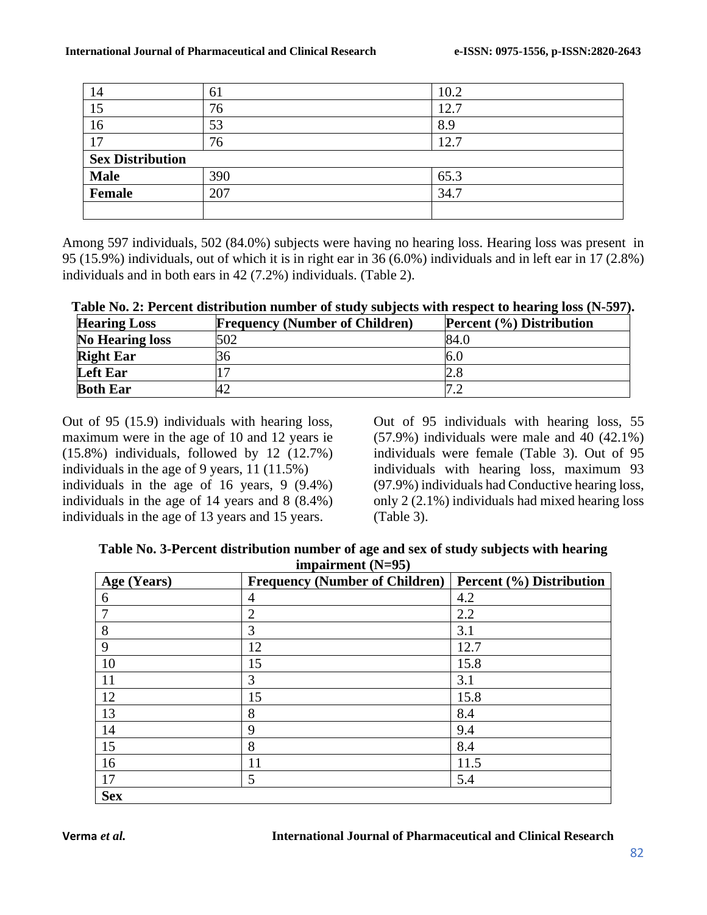| 14 | 61 | 10.2 |
|---|---|---|
| 15 | 76 | 12.7 |
| 16 | 53 | 8.9 |
| 17 | 76 | 12.7 |
| **Sex Distribution** | | |
| **Male** | 390 | 65.3 |
| **Female** | 207 | 34.7 |
| | | |

Among 597 individuals, 502 (84.0%) subjects were having no hearing loss. Hearing loss was present in 95 (15.9%) individuals, out of which it is in right ear in 36 (6.0%) individuals and in left ear in 17 (2.8%) individuals and in both ears in 42 (7.2%) individuals. (Table 2).

**Table No. 2: Percent distribution number of study subjects with respect to hearing loss (N-597).**

| Hearing Loss | Frequency (Number of Children) | Percent (%) Distribution |
|---|---|---|
| **No Hearing loss** | 502 | 84.0 |
| **Right Ear** | 36 | 6.0 |
| **Left Ear** | 17 | 2.8 |
| **Both Ear** | 42 | 7.2 |

Out of 95 (15.9) individuals with hearing loss, maximum were in the age of 10 and 12 years ie (15.8%) individuals, followed by 12 (12.7%) individuals in the age of 9 years, 11 (11.5%) individuals in the age of 16 years, 9 (9.4%) individuals in the age of 14 years and 8 (8.4%) individuals in the age of 13 years and 15 years.

Out of 95 individuals with hearing loss, 55 (57.9%) individuals were male and 40 (42.1%) individuals were female (Table 3). Out of 95 individuals with hearing loss, maximum 93 (97.9%) individuals had Conductive hearing loss, only 2 (2.1%) individuals had mixed hearing loss (Table 3).

**Table No. 3-Percent distribution number of age and sex of study subjects with hearing impairment (N=95)**

| Age (Years) | Frequency (Number of Children) | Percent (%) Distribution |
|---|---|---|
| 6 | 4 | 4.2 |
| 7 | 2 | 2.2 |
| 8 | 3 | 3.1 |
| 9 | 12 | 12.7 |
| 10 | 15 | 15.8 |
| 11 | 3 | 3.1 |
| 12 | 15 | 15.8 |
| 13 | 8 | 8.4 |
| 14 | 9 | 9.4 |
| 15 | 8 | 8.4 |
| 16 | 11 | 11.5 |
| 17 | 5 | 5.4 |
| **Sex** | | |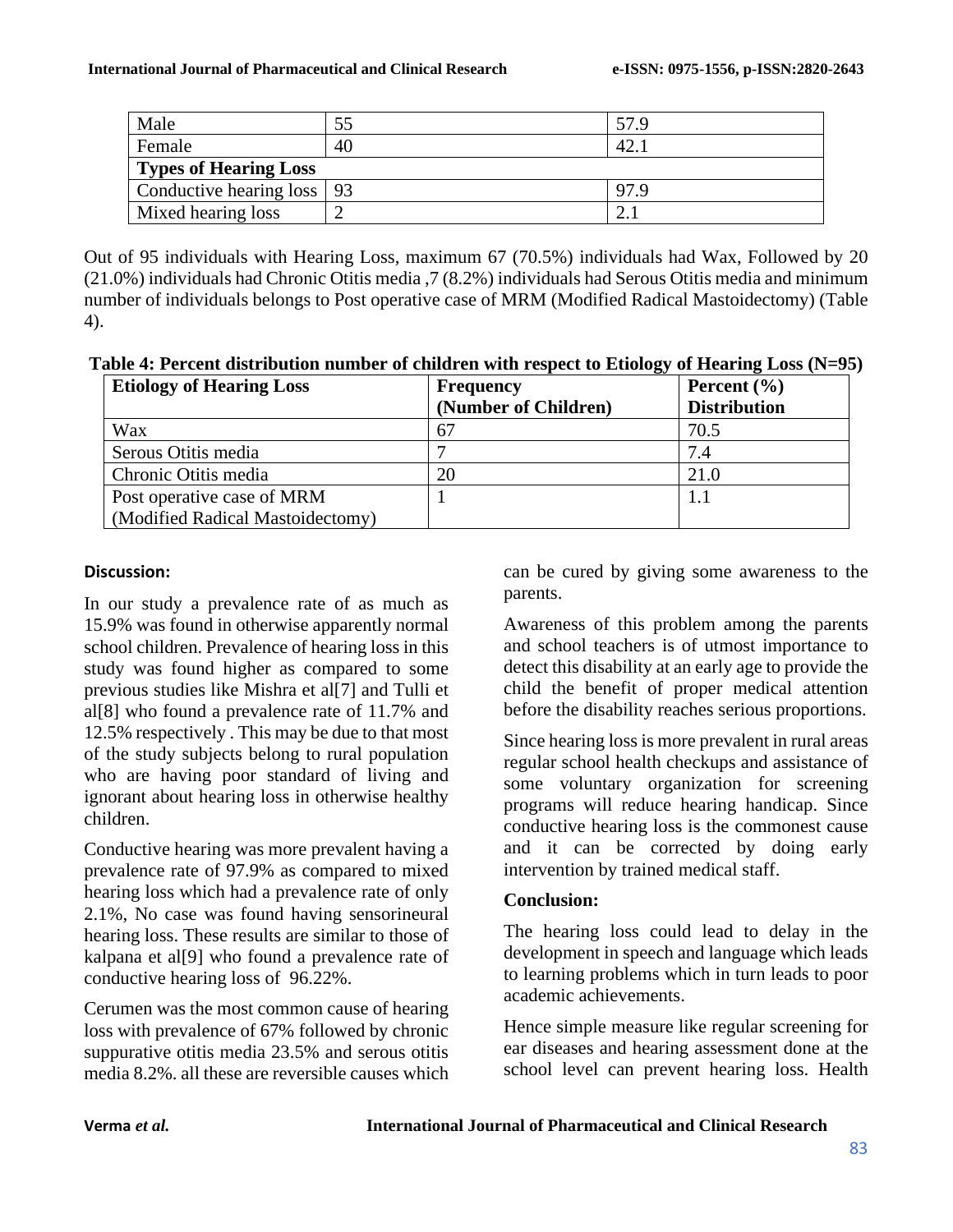| Male | 55 | 57.9 |
|---|---|---|
| Female | 40 | 42.1 |
| **Types of Hearing Loss** | | |
| Conductive hearing loss | 93 | 97.9 |
| Mixed hearing loss | 2 | 2.1 |

Out of 95 individuals with Hearing Loss, maximum 67 (70.5%) individuals had Wax, Followed by 20 (21.0%) individuals had Chronic Otitis media ,7 (8.2%) individuals had Serous Otitis media and minimum number of individuals belongs to Post operative case of MRM (Modified Radical Mastoidectomy) (Table 4).

**Table 4: Percent distribution number of children with respect to Etiology of Hearing Loss (N=95)**

| Etiology of Hearing Loss | Frequency (Number of Children) | Percent (%) Distribution |
|---|---|---|
| Wax | 67 | 70.5 |
| Serous Otitis media | 7 | 7.4 |
| Chronic Otitis media | 20 | 21.0 |
| Post operative case of MRM (Modified Radical Mastoidectomy) | 1 | 1.1 |

## Discussion:

In our study a prevalence rate of as much as 15.9% was found in otherwise apparently normal school children. Prevalence of hearing loss in this study was found higher as compared to some previous studies like Mishra et al[7] and Tulli et al[8] who found a prevalence rate of 11.7% and 12.5% respectively . This may be due to that most of the study subjects belong to rural population who are having poor standard of living and ignorant about hearing loss in otherwise healthy children.

Conductive hearing was more prevalent having a prevalence rate of 97.9% as compared to mixed hearing loss which had a prevalence rate of only 2.1%, No case was found having sensorineural hearing loss. These results are similar to those of kalpana et al[9] who found a prevalence rate of conductive hearing loss of 96.22%.

Cerumen was the most common cause of hearing loss with prevalence of 67% followed by chronic suppurative otitis media 23.5% and serous otitis media 8.2%. all these are reversible causes which can be cured by giving some awareness to the parents.

Awareness of this problem among the parents and school teachers is of utmost importance to detect this disability at an early age to provide the child the benefit of proper medical attention before the disability reaches serious proportions.

Since hearing loss is more prevalent in rural areas regular school health checkups and assistance of some voluntary organization for screening programs will reduce hearing handicap. Since conductive hearing loss is the commonest cause and it can be corrected by doing early intervention by trained medical staff.

## Conclusion:

The hearing loss could lead to delay in the development in speech and language which leads to learning problems which in turn leads to poor academic achievements.

Hence simple measure like regular screening for ear diseases and hearing assessment done at the school level can prevent hearing loss. Health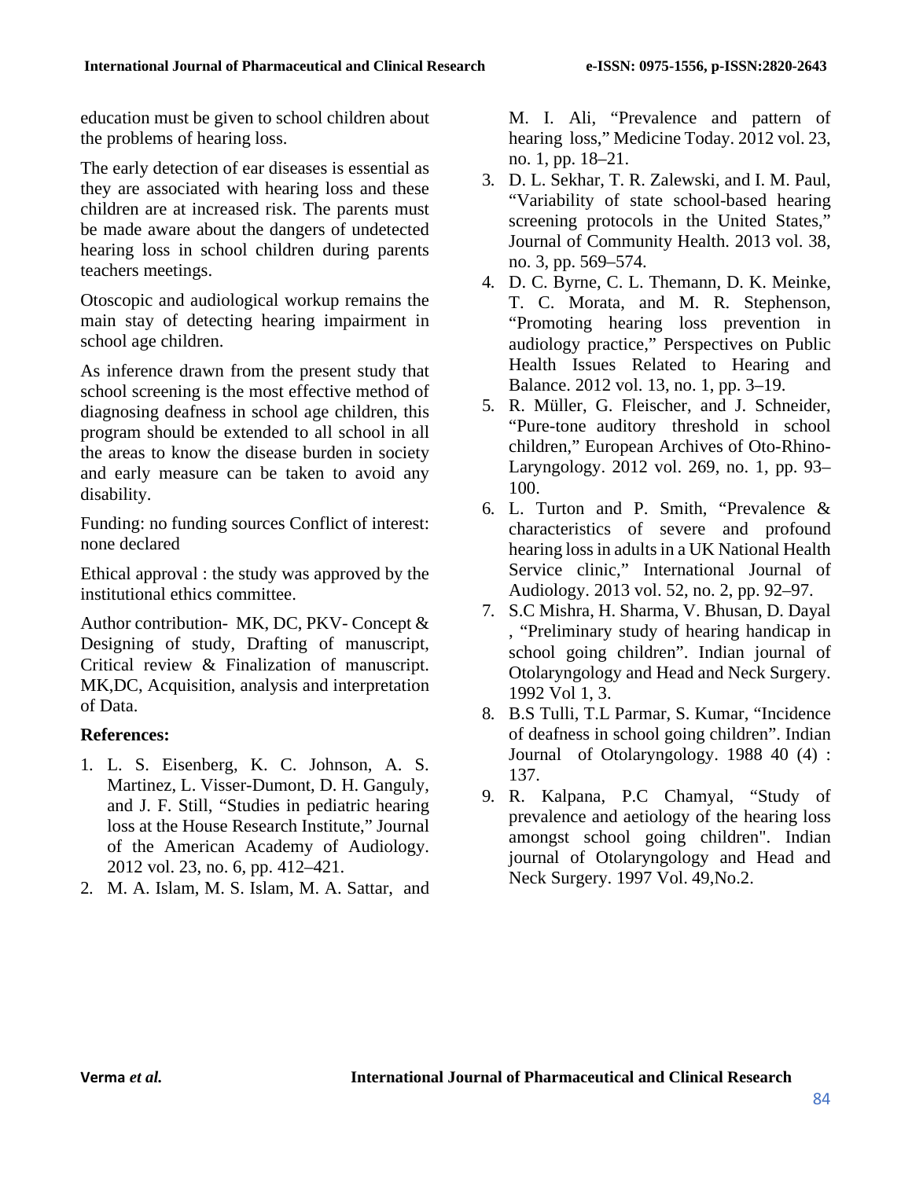education must be given to school children about the problems of hearing loss.

The early detection of ear diseases is essential as they are associated with hearing loss and these children are at increased risk. The parents must be made aware about the dangers of undetected hearing loss in school children during parents teachers meetings.

Otoscopic and audiological workup remains the main stay of detecting hearing impairment in school age children.

As inference drawn from the present study that school screening is the most effective method of diagnosing deafness in school age children, this program should be extended to all school in all the areas to know the disease burden in society and early measure can be taken to avoid any disability.

Funding: no funding sources Conflict of interest: none declared

Ethical approval : the study was approved by the institutional ethics committee.

Author contribution- MK, DC, PKV- Concept & Designing of study, Drafting of manuscript, Critical review & Finalization of manuscript. MK,DC, Acquisition, analysis and interpretation of Data.

**References:**

1. L. S. Eisenberg, K. C. Johnson, A. S. Martinez, L. Visser-Dumont, D. H. Ganguly, and J. F. Still, "Studies in pediatric hearing loss at the House Research Institute," Journal of the American Academy of Audiology. 2012 vol. 23, no. 6, pp. 412–421.
2. M. A. Islam, M. S. Islam, M. A. Sattar, and M. I. Ali, "Prevalence and pattern of hearing loss," Medicine Today. 2012 vol. 23, no. 1, pp. 18–21.
3. D. L. Sekhar, T. R. Zalewski, and I. M. Paul, "Variability of state school-based hearing screening protocols in the United States," Journal of Community Health. 2013 vol. 38, no. 3, pp. 569–574.
4. D. C. Byrne, C. L. Themann, D. K. Meinke, T. C. Morata, and M. R. Stephenson, "Promoting hearing loss prevention in audiology practice," Perspectives on Public Health Issues Related to Hearing and Balance. 2012 vol. 13, no. 1, pp. 3–19.
5. R. Müller, G. Fleischer, and J. Schneider, "Pure-tone auditory threshold in school children," European Archives of Oto-Rhino-Laryngology. 2012 vol. 269, no. 1, pp. 93–100.
6. L. Turton and P. Smith, "Prevalence & characteristics of severe and profound hearing loss in adults in a UK National Health Service clinic," International Journal of Audiology. 2013 vol. 52, no. 2, pp. 92–97.
7. S.C Mishra, H. Sharma, V. Bhusan, D. Dayal , "Preliminary study of hearing handicap in school going children". Indian journal of Otolaryngology and Head and Neck Surgery. 1992 Vol 1, 3.
8. B.S Tulli, T.L Parmar, S. Kumar, "Incidence of deafness in school going children". Indian Journal of Otolaryngology. 1988 40 (4) : 137.
9. R. Kalpana, P.C Chamyal, "Study of prevalence and aetiology of the hearing loss amongst school going children". Indian journal of Otolaryngology and Head and Neck Surgery. 1997 Vol. 49,No.2.